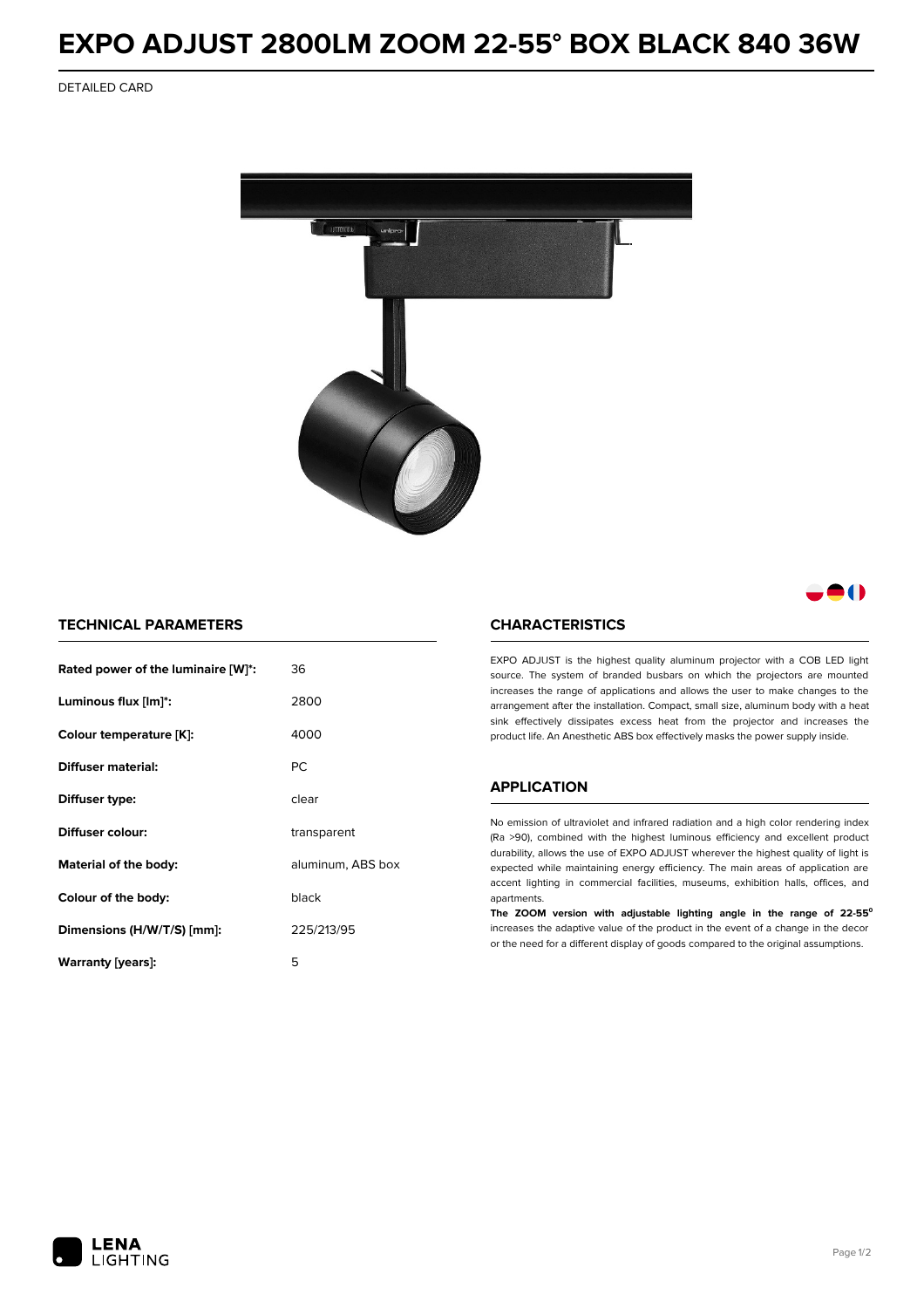# EXPO ADJUST 2800LM ZOOM 22-55° BOX BLACK 840 36W

DETAILED CARD

## TECHNICAL PARAMETERS

| | |
|---|---|
| **Rated power of the luminaire [W]*:** | 36 |
| **Luminous flux [lm]*:** | 2800 |
| **Colour temperature [K]:** | 4000 |
| **Diffuser material:** | PC |
| **Diffuser type:** | clear |
| **Diffuser colour:** | transparent |
| **Material of the body:** | aluminum, ABS box |
| **Colour of the body:** | black |
| **Dimensions (H/W/T/S) [mm]:** | 225/213/95 |
| **Warranty [years]:** | 5 |

## CHARACTERISTICS

EXPO ADJUST is the highest quality aluminum projector with a COB LED light source. The system of branded busbars on which the projectors are mounted increases the range of applications and allows the user to make changes to the arrangement after the installation. Compact, small size, aluminum body with a heat sink effectively dissipates excess heat from the projector and increases the product life. An Anesthetic ABS box effectively masks the power supply inside.

## APPLICATION

No emission of ultraviolet and infrared radiation and a high color rendering index (Ra >90), combined with the highest luminous efficiency and excellent product durability, allows the use of EXPO ADJUST wherever the highest quality of light is expected while maintaining energy efficiency. The main areas of application are accent lighting in commercial facilities, museums, exhibition halls, offices, and apartments.

**The ZOOM version with adjustable lighting angle in the range of 22-55°** increases the adaptive value of the product in the event of a change in the decor or the need for a different display of goods compared to the original assumptions.

LENA LIGHTING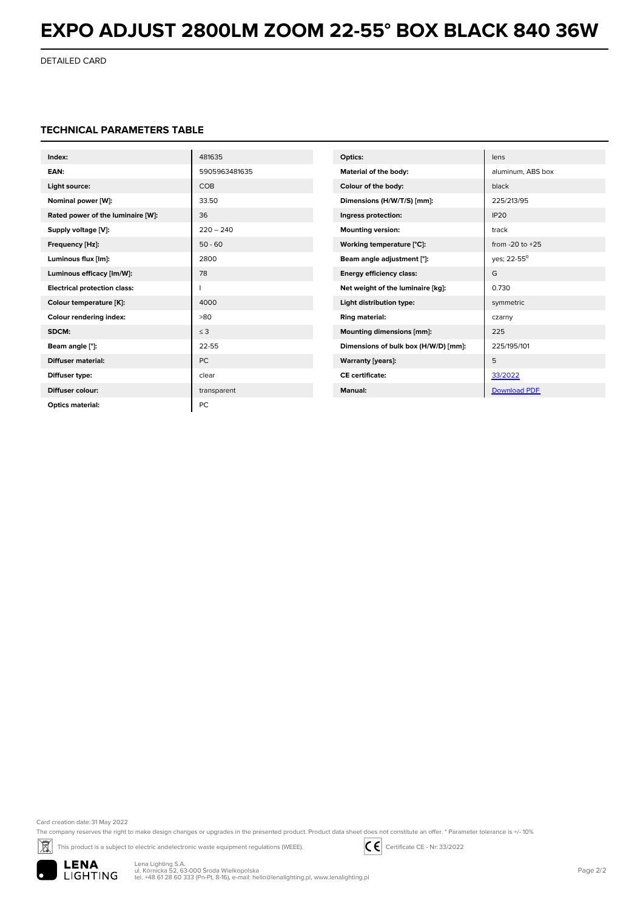# EXPO ADJUST 2800LM ZOOM 22-55° BOX BLACK 840 36W

DETAILED CARD

## TECHNICAL PARAMETERS TABLE

| | |
|---|---|
| **Index:** | 481635 |
| **EAN:** | 5905963481635 |
| **Light source:** | COB |
| **Nominal power [W]:** | 33.50 |
| **Rated power of the luminaire [W]:** | 36 |
| **Supply voltage [V]:** | 220 – 240 |
| **Frequency [Hz]:** | 50 - 60 |
| **Luminous flux [lm]:** | 2800 |
| **Luminous efficacy [lm/W]:** | 78 |
| **Electrical protection class:** | I |
| **Colour temperature [K]:** | 4000 |
| **Colour rendering index:** | >80 |
| **SDCM:** | ≤ 3 |
| **Beam angle [°]:** | 22-55 |
| **Diffuser material:** | PC |
| **Diffuser type:** | clear |
| **Diffuser colour:** | transparent |
| **Optics material:** | PC |

| | |
|---|---|
| **Optics:** | lens |
| **Material of the body:** | aluminum, ABS box |
| **Colour of the body:** | black |
| **Dimensions (H/W/T/S) [mm]:** | 225/213/95 |
| **Ingress protection:** | IP20 |
| **Mounting version:** | track |
| **Working temperature [°C]:** | from -20 to +25 |
| **Beam angle adjustment [°]:** | yes; 22-55° |
| **Energy efficiency class:** | G |
| **Net weight of the luminaire [kg]:** | 0.730 |
| **Light distribution type:** | symmetric |
| **Ring material:** | czarny |
| **Mounting dimensions [mm]:** | 225 |
| **Dimensions of bulk box (H/W/D) [mm]:** | 225/195/101 |
| **Warranty [years]:** | 5 |
| **CE certificate:** | 33/2022 |
| **Manual:** | Download PDF |

Card creation date: 31 May 2022

The company reserves the right to make design changes or upgrades in the presented product. Product data sheet does not constitute an offer. * Parameter tolerance is +/- 10%

This product is a subject to electric andelectronic waste equipment regulations (WEEE).

Certificate CE - Nr: 33/2022

LENA LIGHTING

Lena Lighting S.A.
ul. Kórnicka 52, 63-000 Środa Wielkopolska
tel. +48 61 28 60 333 (Pn-Pt, 8-16), e-mail: hello@lenalighting.pl, www.lenalighting.pl